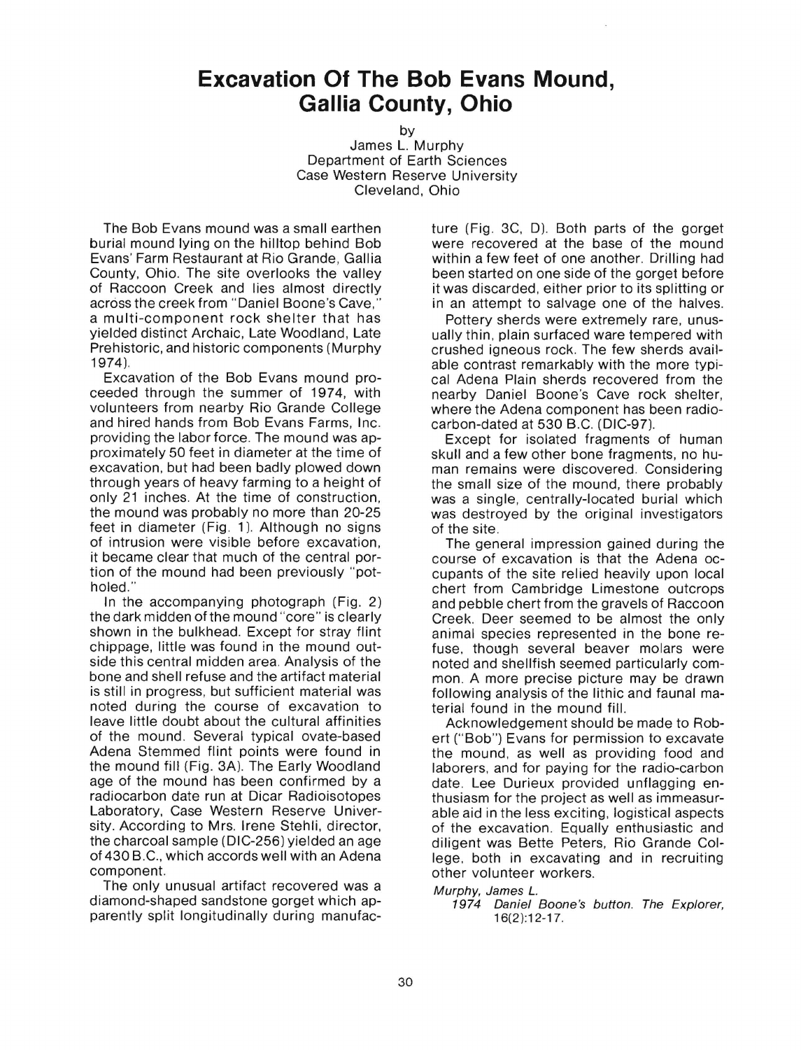# Excavation Of The Bob Evans Mound, Gallia County, Ohio

by
James L. Murphy
Department of Earth Sciences
Case Western Reserve University
Cleveland, Ohio

The Bob Evans mound was a small earthen burial mound lying on the hilltop behind Bob Evans' Farm Restaurant at Rio Grande, Gallia County, Ohio. The site overlooks the valley of Raccoon Creek and lies almost directly across the creek from "Daniel Boone's Cave," a multi-component rock shelter that has yielded distinct Archaic, Late Woodland, Late Prehistoric, and historic components (Murphy 1974).

Excavation of the Bob Evans mound proceeded through the summer of 1974, with volunteers from nearby Rio Grande College and hired hands from Bob Evans Farms, Inc. providing the labor force. The mound was approximately 50 feet in diameter at the time of excavation, but had been badly plowed down through years of heavy farming to a height of only 21 inches. At the time of construction, the mound was probably no more than 20-25 feet in diameter (Fig. 1). Although no signs of intrusion were visible before excavation, it became clear that much of the central portion of the mound had been previously "potholed."

In the accompanying photograph (Fig. 2) the dark midden of the mound "core" is clearly shown in the bulkhead. Except for stray flint chippage, little was found in the mound outside this central midden area. Analysis of the bone and shell refuse and the artifact material is still in progress, but sufficient material was noted during the course of excavation to leave little doubt about the cultural affinities of the mound. Several typical ovate-based Adena Stemmed flint points were found in the mound fill (Fig. 3A). The Early Woodland age of the mound has been confirmed by a radiocarbon date run at Dicar Radioisotopes Laboratory, Case Western Reserve University. According to Mrs. Irene Stehli, director, the charcoal sample (DIC-256) yielded an age of 430 B.C., which accords well with an Adena component.

The only unusual artifact recovered was a diamond-shaped sandstone gorget which apparently split longitudinally during manufacture (Fig. 3C, D). Both parts of the gorget were recovered at the base of the mound within a few feet of one another. Drilling had been started on one side of the gorget before it was discarded, either prior to its splitting or in an attempt to salvage one of the halves.

Pottery sherds were extremely rare, unusually thin, plain surfaced ware tempered with crushed igneous rock. The few sherds available contrast remarkably with the more typical Adena Plain sherds recovered from the nearby Daniel Boone's Cave rock shelter, where the Adena component has been radiocarbon-dated at 530 B.C. (DIC-97).

Except for isolated fragments of human skull and a few other bone fragments, no human remains were discovered. Considering the small size of the mound, there probably was a single, centrally-located burial which was destroyed by the original investigators of the site.

The general impression gained during the course of excavation is that the Adena occupants of the site relied heavily upon local chert from Cambridge Limestone outcrops and pebble chert from the gravels of Raccoon Creek. Deer seemed to be almost the only animal species represented in the bone refuse, though several beaver molars were noted and shellfish seemed particularly common. A more precise picture may be drawn following analysis of the lithic and faunal material found in the mound fill.

Acknowledgement should be made to Robert ("Bob") Evans for permission to excavate the mound, as well as providing food and laborers, and for paying for the radio-carbon date. Lee Durieux provided unflagging enthusiasm for the project as well as immeasurable aid in the less exciting, logistical aspects of the excavation. Equally enthusiastic and diligent was Bette Peters, Rio Grande College, both in excavating and in recruiting other volunteer workers.

*Murphy, James L.*
*1974 Daniel Boone's button. The Explorer,* 16(2):12-17.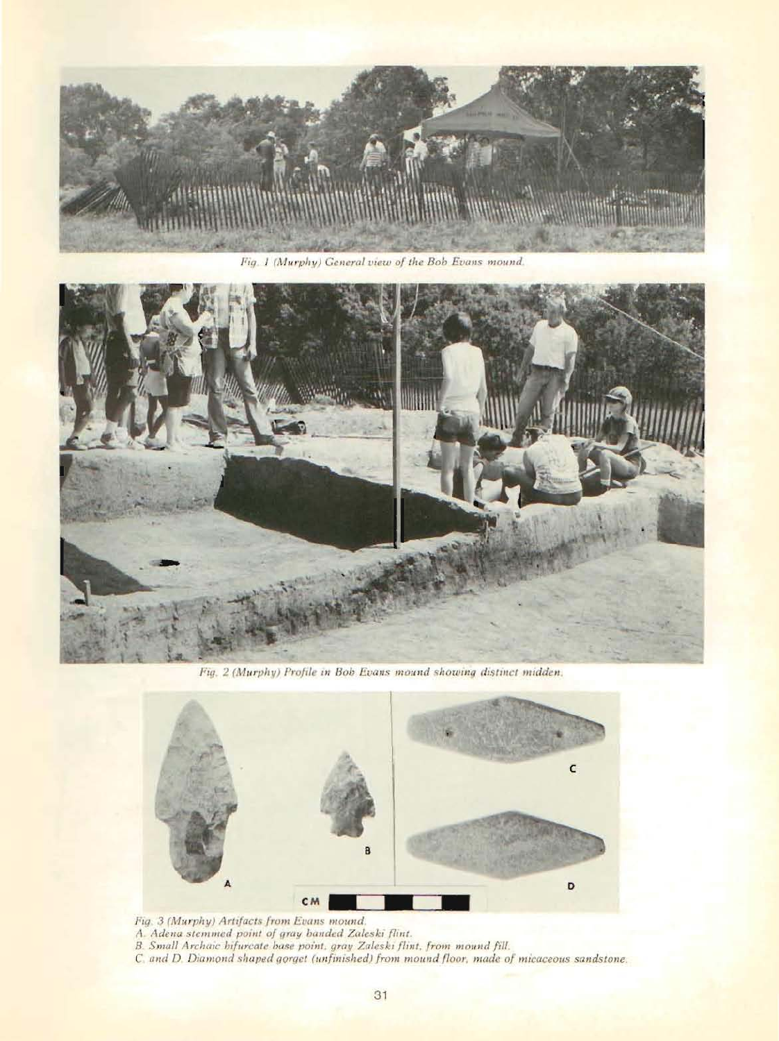*Fig. 1 (Murphy) General view of the Bob Evans mound.*

*Fig. 2 (Murphy) Profile in Bob Evans mound showing distinct midden.*

A

B

C

D

CM

*Fig. 3 (Murphy) Artifacts from Evans mound.*
*A. Adena stemmed point of gray banded Zaleski flint.*
*B. Small Archaic bifurcate base point, gray Zaleski flint, from mound fill.*
*C. and D. Diamond shaped gorget (unfinished) from mound floor, made of micaceous sandstone.*